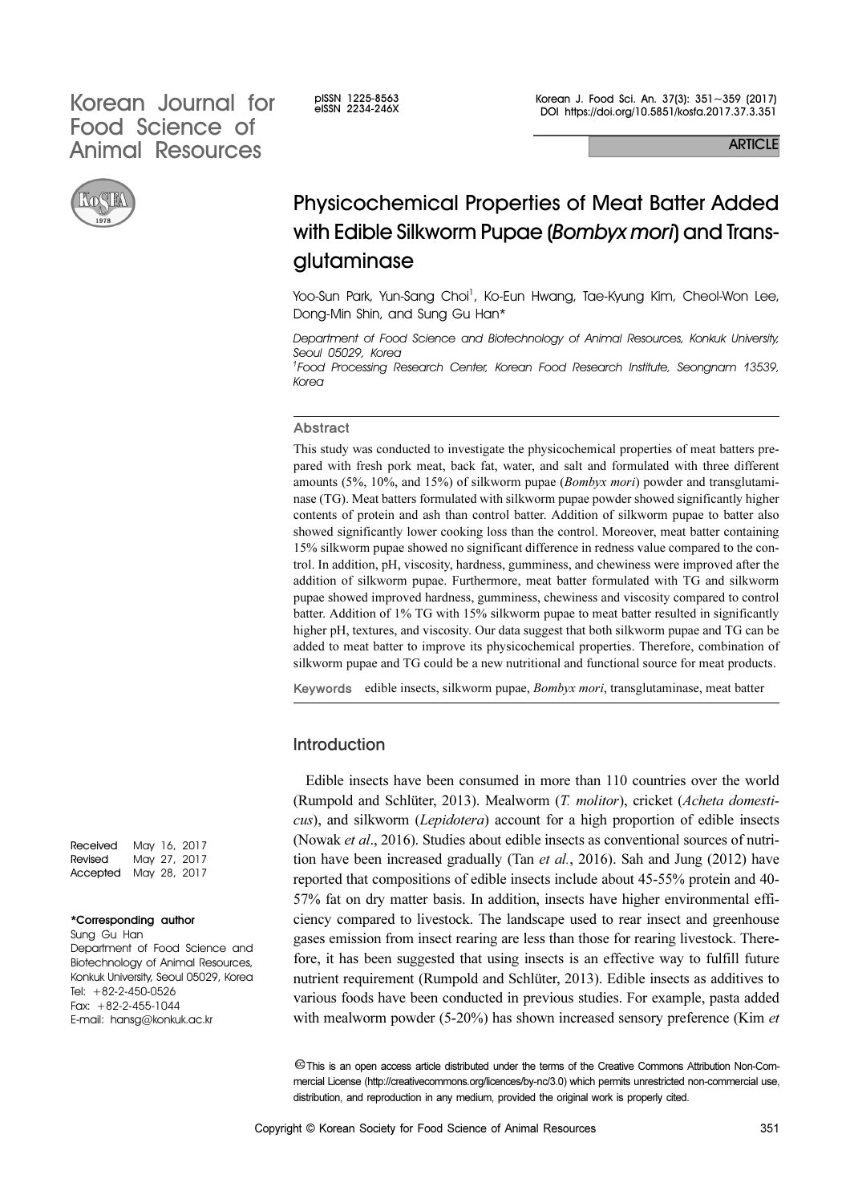# Physicochemical Properties of Meat Batter Added with Edible Silkworm Pupae (*Bombyx mori*) and Transglutaminase

Yoo-Sun Park, Yun-Sang Choi[1], Ko-Eun Hwang, Tae-Kyung Kim, Cheol-Won Lee, Dong-Min Shin, and Sung Gu Han*

*Department of Food Science and Biotechnology of Animal Resources, Konkuk University, Seoul 05029, Korea*
*[1]Food Processing Research Center, Korean Food Research Institute, Seongnam 13539, Korea*

Received May 16, 2017
Revised May 27, 2017
Accepted May 28, 2017

**\*Corresponding author**
Sung Gu Han
Department of Food Science and Biotechnology of Animal Resources, Konkuk University, Seoul 05029, Korea
Tel: +82-2-450-0526
Fax: +82-2-455-1044
E-mail: hansg@konkuk.ac.kr

## Abstract

This study was conducted to investigate the physicochemical properties of meat batters prepared with fresh pork meat, back fat, water, and salt and formulated with three different amounts (5%, 10%, and 15%) of silkworm pupae (*Bombyx mori*) powder and transglutaminase (TG). Meat batters formulated with silkworm pupae powder showed significantly higher contents of protein and ash than control batter. Addition of silkworm pupae to batter also showed significantly lower cooking loss than the control. Moreover, meat batter containing 15% silkworm pupae showed no significant difference in redness value compared to the control. In addition, pH, viscosity, hardness, gumminess, and chewiness were improved after the addition of silkworm pupae. Furthermore, meat batter formulated with TG and silkworm pupae showed improved hardness, gumminess, chewiness and viscosity compared to control batter. Addition of 1% TG with 15% silkworm pupae to meat batter resulted in significantly higher pH, textures, and viscosity. Our data suggest that both silkworm pupae and TG can be added to meat batter to improve its physicochemical properties. Therefore, combination of silkworm pupae and TG could be a new nutritional and functional source for meat products.

**Keywords** edible insects, silkworm pupae, *Bombyx mori*, transglutaminase, meat batter

## Introduction

Edible insects have been consumed in more than 110 countries over the world (Rumpold and Schlüter, 2013). Mealworm (*T. molitor*), cricket (*Acheta domesticus*), and silkworm (*Lepidotera*) account for a high proportion of edible insects (Nowak *et al*., 2016). Studies about edible insects as conventional sources of nutrition have been increased gradually (Tan *et al.*, 2016). Sah and Jung (2012) have reported that compositions of edible insects include about 45-55% protein and 40-57% fat on dry matter basis. In addition, insects have higher environmental efficiency compared to livestock. The landscape used to rear insect and greenhouse gases emission from insect rearing are less than those for rearing livestock. Therefore, it has been suggested that using insects is an effective way to fulfill future nutrient requirement (Rumpold and Schlüter, 2013). Edible insects as additives to various foods have been conducted in previous studies. For example, pasta added with mealworm powder (5-20%) has shown increased sensory preference (Kim *et*

This is an open access article distributed under the terms of the Creative Commons Attribution Non-Commercial License (http://creativecommons.org/licences/by-nc/3.0) which permits unrestricted non-commercial use, distribution, and reproduction in any medium, provided the original work is properly cited.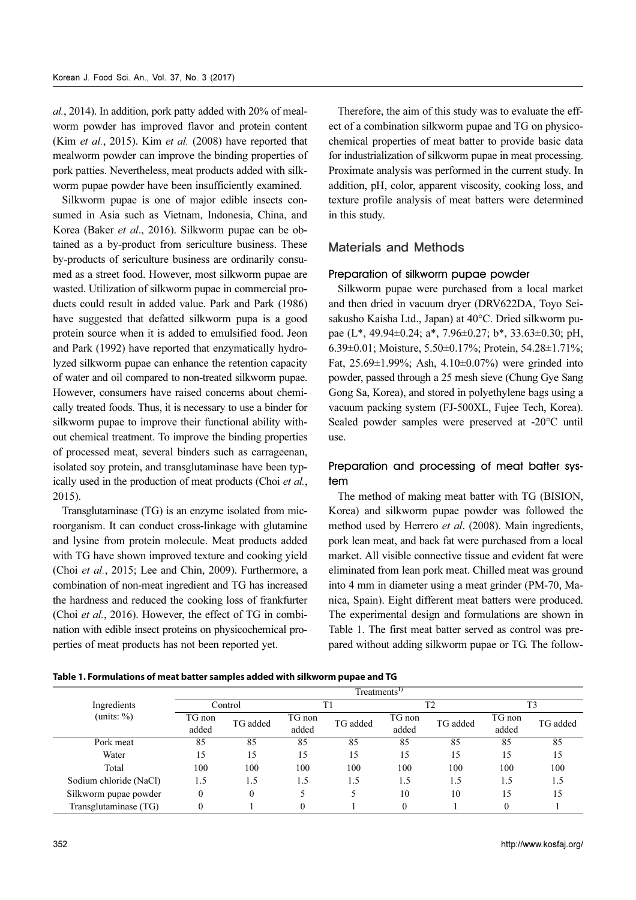*al.*, 2014). In addition, pork patty added with 20% of mealworm powder has improved flavor and protein content (Kim *et al.*, 2015). Kim *et al.* (2008) have reported that mealworm powder can improve the binding properties of pork patties. Nevertheless, meat products added with silkworm pupae powder have been insufficiently examined.

Silkworm pupae is one of major edible insects consumed in Asia such as Vietnam, Indonesia, China, and Korea (Baker *et al*., 2016). Silkworm pupae can be obtained as a by-product from sericulture business. These by-products of sericulture business are ordinarily consumed as a street food. However, most silkworm pupae are wasted. Utilization of silkworm pupae in commercial products could result in added value. Park and Park (1986) have suggested that defatted silkworm pupa is a good protein source when it is added to emulsified food. Jeon and Park (1992) have reported that enzymatically hydrolyzed silkworm pupae can enhance the retention capacity of water and oil compared to non-treated silkworm pupae. However, consumers have raised concerns about chemically treated foods. Thus, it is necessary to use a binder for silkworm pupae to improve their functional ability without chemical treatment. To improve the binding properties of processed meat, several binders such as carrageenan, isolated soy protein, and transglutaminase have been typically used in the production of meat products (Choi *et al.*, 2015).

Transglutaminase (TG) is an enzyme isolated from microorganism. It can conduct cross-linkage with glutamine and lysine from protein molecule. Meat products added with TG have shown improved texture and cooking yield (Choi *et al.*, 2015; Lee and Chin, 2009). Furthermore, a combination of non-meat ingredient and TG has increased the hardness and reduced the cooking loss of frankfurter (Choi *et al.*, 2016). However, the effect of TG in combination with edible insect proteins on physicochemical properties of meat products has not been reported yet.

Therefore, the aim of this study was to evaluate the effect of a combination silkworm pupae and TG on physicochemical properties of meat batter to provide basic data for industrialization of silkworm pupae in meat processing. Proximate analysis was performed in the current study. In addition, pH, color, apparent viscosity, cooking loss, and texture profile analysis of meat batters were determined in this study.

## Materials and Methods

### Preparation of silkworm pupae powder

Silkworm pupae were purchased from a local market and then dried in vacuum dryer (DRV622DA, Toyo Seisakusho Kaisha Ltd., Japan) at 40°C. Dried silkworm pupae (L*, 49.94±0.24; a*, 7.96±0.27; b*, 33.63±0.30; pH, 6.39±0.01; Moisture, 5.50±0.17%; Protein, 54.28±1.71%; Fat, 25.69±1.99%; Ash, 4.10±0.07%) were grinded into powder, passed through a 25 mesh sieve (Chung Gye Sang Gong Sa, Korea), and stored in polyethylene bags using a vacuum packing system (FJ-500XL, Fujee Tech, Korea). Sealed powder samples were preserved at -20°C until use.

### Preparation and processing of meat batter system

The method of making meat batter with TG (BISION, Korea) and silkworm pupae powder was followed the method used by Herrero *et al*. (2008). Main ingredients, pork lean meat, and back fat were purchased from a local market. All visible connective tissue and evident fat were eliminated from lean pork meat. Chilled meat was ground into 4 mm in diameter using a meat grinder (PM-70, Manica, Spain). Eight different meat batters were produced. The experimental design and formulations are shown in Table 1. The first meat batter served as control was prepared without adding silkworm pupae or TG. The follow-

**Table 1. Formulations of meat batter samples added with silkworm pupae and TG**

| Ingredients (units: %) | Treatments[1)] | | | | | | | |
|---|---|---|---|---|---|---|---|---|
| | Control | | T1 | | T2 | | T3 | |
| | TG non added | TG added | TG non added | TG added | TG non added | TG added | TG non added | TG added |
| Pork meat | 85 | 85 | 85 | 85 | 85 | 85 | 85 | 85 |
| Water | 15 | 15 | 15 | 15 | 15 | 15 | 15 | 15 |
| Total | 100 | 100 | 100 | 100 | 100 | 100 | 100 | 100 |
| Sodium chloride (NaCl) | 1.5 | 1.5 | 1.5 | 1.5 | 1.5 | 1.5 | 1.5 | 1.5 |
| Silkworm pupae powder | 0 | 0 | 5 | 5 | 10 | 10 | 15 | 15 |
| Transglutaminase (TG) | 0 | 1 | 0 | 1 | 0 | 1 | 0 | 1 |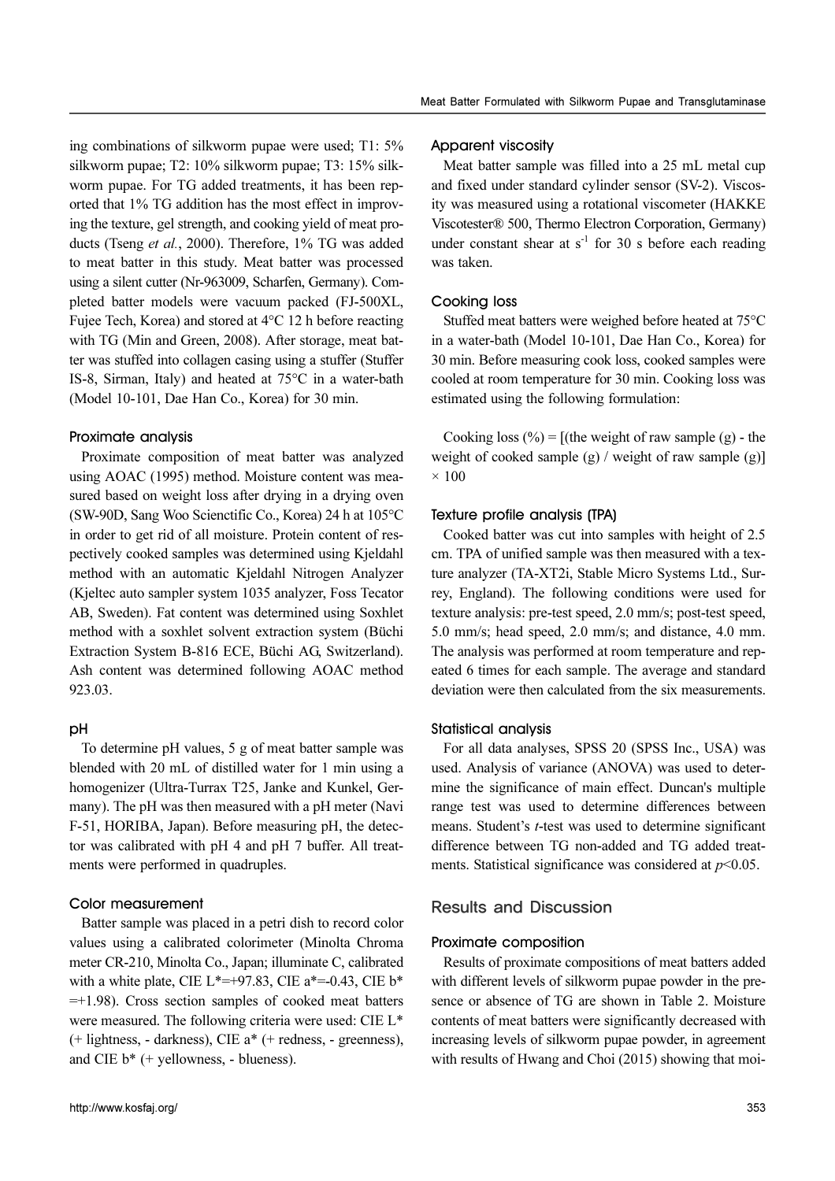ing combinations of silkworm pupae were used; T1: 5% silkworm pupae; T2: 10% silkworm pupae; T3: 15% silkworm pupae. For TG added treatments, it has been reported that 1% TG addition has the most effect in improving the texture, gel strength, and cooking yield of meat products (Tseng *et al.*, 2000). Therefore, 1% TG was added to meat batter in this study. Meat batter was processed using a silent cutter (Nr-963009, Scharfen, Germany). Completed batter models were vacuum packed (FJ-500XL, Fujee Tech, Korea) and stored at 4°C 12 h before reacting with TG (Min and Green, 2008). After storage, meat batter was stuffed into collagen casing using a stuffer (Stuffer IS-8, Sirman, Italy) and heated at 75°C in a water-bath (Model 10-101, Dae Han Co., Korea) for 30 min.

#### Proximate analysis

Proximate composition of meat batter was analyzed using AOAC (1995) method. Moisture content was measured based on weight loss after drying in a drying oven (SW-90D, Sang Woo Scienctific Co., Korea) 24 h at 105°C in order to get rid of all moisture. Protein content of respectively cooked samples was determined using Kjeldahl method with an automatic Kjeldahl Nitrogen Analyzer (Kjeltec auto sampler system 1035 analyzer, Foss Tecator AB, Sweden). Fat content was determined using Soxhlet method with a soxhlet solvent extraction system (Büchi Extraction System B-816 ECE, Büchi AG, Switzerland). Ash content was determined following AOAC method 923.03.

#### pH

To determine pH values, 5 g of meat batter sample was blended with 20 mL of distilled water for 1 min using a homogenizer (Ultra-Turrax T25, Janke and Kunkel, Germany). The pH was then measured with a pH meter (Navi F-51, HORIBA, Japan). Before measuring pH, the detector was calibrated with pH 4 and pH 7 buffer. All treatments were performed in quadruples.

#### Color measurement

Batter sample was placed in a petri dish to record color values using a calibrated colorimeter (Minolta Chroma meter CR-210, Minolta Co., Japan; illuminate C, calibrated with a white plate, CIE L*=+97.83, CIE a*=-0.43, CIE b* =+1.98). Cross section samples of cooked meat batters were measured. The following criteria were used: CIE L* (+ lightness, - darkness), CIE a* (+ redness, - greenness), and CIE b* (+ yellowness, - blueness).

#### Apparent viscosity

Meat batter sample was filled into a 25 mL metal cup and fixed under standard cylinder sensor (SV-2). Viscosity was measured using a rotational viscometer (HAKKE Viscotester® 500, Thermo Electron Corporation, Germany) under constant shear at $s^{-1}$ for 30 s before each reading was taken.

#### Cooking loss

Stuffed meat batters were weighed before heated at 75°C in a water-bath (Model 10-101, Dae Han Co., Korea) for 30 min. Before measuring cook loss, cooked samples were cooled at room temperature for 30 min. Cooking loss was estimated using the following formulation:

Cooking loss (%) = [(the weight of raw sample (g) - the weight of cooked sample (g) / weight of raw sample (g)] × 100

#### Texture profile analysis (TPA)

Cooked batter was cut into samples with height of 2.5 cm. TPA of unified sample was then measured with a texture analyzer (TA-XT2i, Stable Micro Systems Ltd., Surrey, England). The following conditions were used for texture analysis: pre-test speed, 2.0 mm/s; post-test speed, 5.0 mm/s; head speed, 2.0 mm/s; and distance, 4.0 mm. The analysis was performed at room temperature and repeated 6 times for each sample. The average and standard deviation were then calculated from the six measurements.

#### Statistical analysis

For all data analyses, SPSS 20 (SPSS Inc., USA) was used. Analysis of variance (ANOVA) was used to determine the significance of main effect. Duncan's multiple range test was used to determine differences between means. Student's *t*-test was used to determine significant difference between TG non-added and TG added treatments. Statistical significance was considered at $p<0.05$.

## Results and Discussion

#### Proximate composition

Results of proximate compositions of meat batters added with different levels of silkworm pupae powder in the presence or absence of TG are shown in Table 2. Moisture contents of meat batters were significantly decreased with increasing levels of silkworm pupae powder, in agreement with results of Hwang and Choi (2015) showing that moi-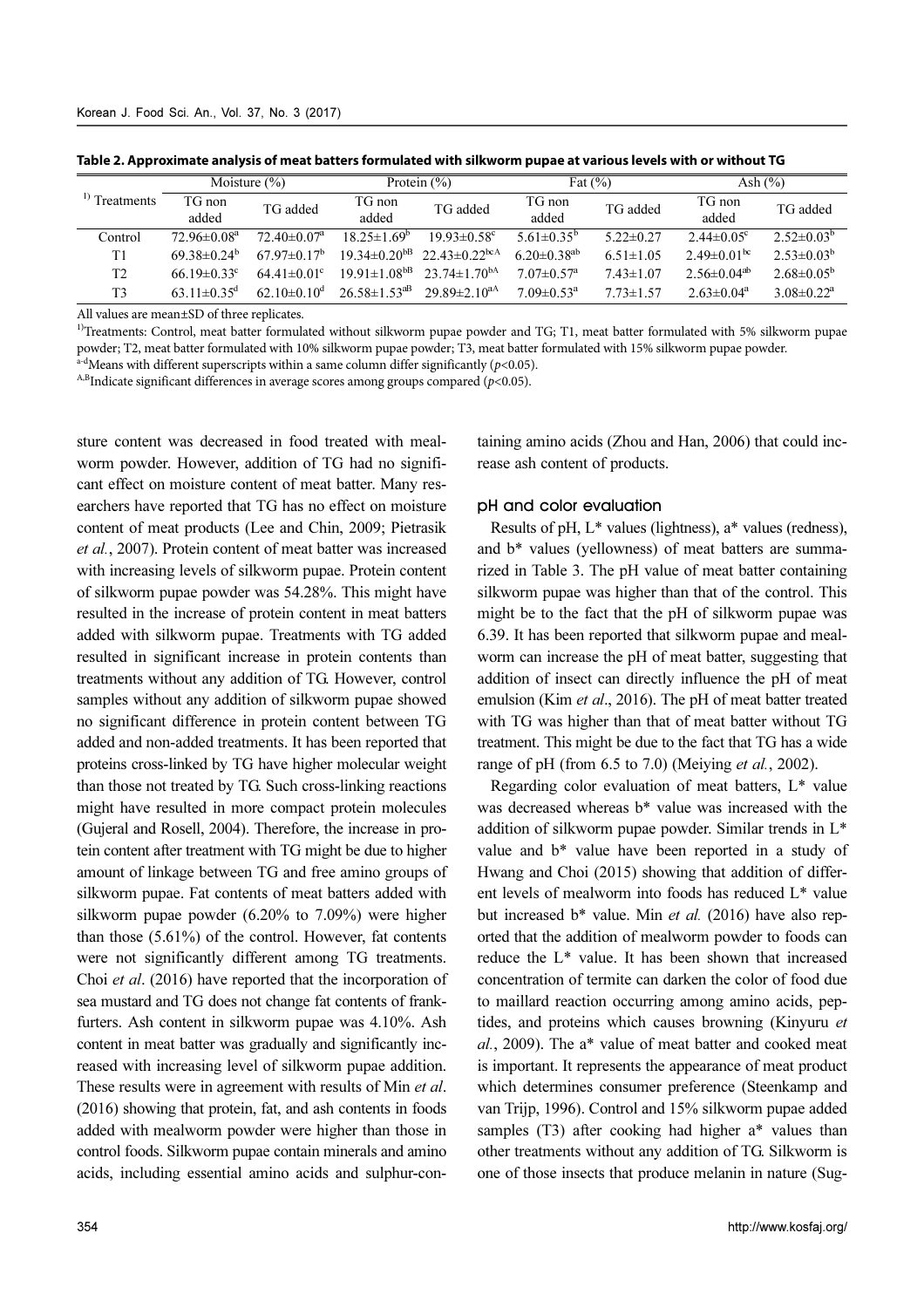**Table 2. Approximate analysis of meat batters formulated with silkworm pupae at various levels with or without TG**

| [1)] Treatments | Moisture (%) | | Protein (%) | | Fat (%) | | Ash (%) | |
|---|---|---|---|---|---|---|---|---|
| | TG non added | TG added | TG non added | TG added | TG non added | TG added | TG non added | TG added |
| Control | 72.96±0.08[a] | 72.40±0.07[a] | 18.25±1.69[b] | 19.93±0.58[c] | 5.61±0.35[b] | 5.22±0.27 | 2.44±0.05[c] | 2.52±0.03[b] |
| T1 | 69.38±0.24[b] | 67.97±0.17[b] | 19.34±0.20[bB] | 22.43±0.22[bcA] | 6.20±0.38[ab] | 6.51±1.05 | 2.49±0.01[bc] | 2.53±0.03[b] |
| T2 | 66.19±0.33[c] | 64.41±0.01[c] | 19.91±1.08[bB] | 23.74±1.70[bA] | 7.07±0.57[a] | 7.43±1.07 | 2.56±0.04[ab] | 2.68±0.05[b] |
| T3 | 63.11±0.35[d] | 62.10±0.10[d] | 26.58±1.53[aB] | 29.89±2.10[aA] | 7.09±0.53[a] | 7.73±1.57 | 2.63±0.04[a] | 3.08±0.22[a] |

All values are mean±SD of three replicates.

[1)]Treatments: Control, meat batter formulated without silkworm pupae powder and TG; T1, meat batter formulated with 5% silkworm pupae powder; T2, meat batter formulated with 10% silkworm pupae powder; T3, meat batter formulated with 15% silkworm pupae powder.

[a-d]Means with different superscripts within a same column differ significantly ($p<0.05$).

[A,B]Indicate significant differences in average scores among groups compared ($p<0.05$).

sture content was decreased in food treated with mealworm powder. However, addition of TG had no significant effect on moisture content of meat batter. Many researchers have reported that TG has no effect on moisture content of meat products (Lee and Chin, 2009; Pietrasik *et al.*, 2007). Protein content of meat batter was increased with increasing levels of silkworm pupae. Protein content of silkworm pupae powder was 54.28%. This might have resulted in the increase of protein content in meat batters added with silkworm pupae. Treatments with TG added resulted in significant increase in protein contents than treatments without any addition of TG. However, control samples without any addition of silkworm pupae showed no significant difference in protein content between TG added and non-added treatments. It has been reported that proteins cross-linked by TG have higher molecular weight than those not treated by TG. Such cross-linking reactions might have resulted in more compact protein molecules (Gujeral and Rosell, 2004). Therefore, the increase in protein content after treatment with TG might be due to higher amount of linkage between TG and free amino groups of silkworm pupae. Fat contents of meat batters added with silkworm pupae powder (6.20% to 7.09%) were higher than those (5.61%) of the control. However, fat contents were not significantly different among TG treatments. Choi *et al*. (2016) have reported that the incorporation of sea mustard and TG does not change fat contents of frankfurters. Ash content in silkworm pupae was 4.10%. Ash content in meat batter was gradually and significantly increased with increasing level of silkworm pupae addition. These results were in agreement with results of Min *et al*. (2016) showing that protein, fat, and ash contents in foods added with mealworm powder were higher than those in control foods. Silkworm pupae contain minerals and amino acids, including essential amino acids and sulphur-containing amino acids (Zhou and Han, 2006) that could increase ash content of products.

### pH and color evaluation

Results of pH, L* values (lightness), a* values (redness), and b* values (yellowness) of meat batters are summarized in Table 3. The pH value of meat batter containing silkworm pupae was higher than that of the control. This might be to the fact that the pH of silkworm pupae was 6.39. It has been reported that silkworm pupae and mealworm can increase the pH of meat batter, suggesting that addition of insect can directly influence the pH of meat emulsion (Kim *et al*., 2016). The pH of meat batter treated with TG was higher than that of meat batter without TG treatment. This might be due to the fact that TG has a wide range of pH (from 6.5 to 7.0) (Meiying *et al.*, 2002).

Regarding color evaluation of meat batters, L* value was decreased whereas b* value was increased with the addition of silkworm pupae powder. Similar trends in L* value and b* value have been reported in a study of Hwang and Choi (2015) showing that addition of different levels of mealworm into foods has reduced L* value but increased b* value. Min *et al.* (2016) have also reported that the addition of mealworm powder to foods can reduce the L* value. It has been shown that increased concentration of termite can darken the color of food due to maillard reaction occurring among amino acids, peptides, and proteins which causes browning (Kinyuru *et al.*, 2009). The a* value of meat batter and cooked meat is important. It represents the appearance of meat product which determines consumer preference (Steenkamp and van Trijp, 1996). Control and 15% silkworm pupae added samples (T3) after cooking had higher a* values than other treatments without any addition of TG. Silkworm is one of those insects that produce melanin in nature (Sug-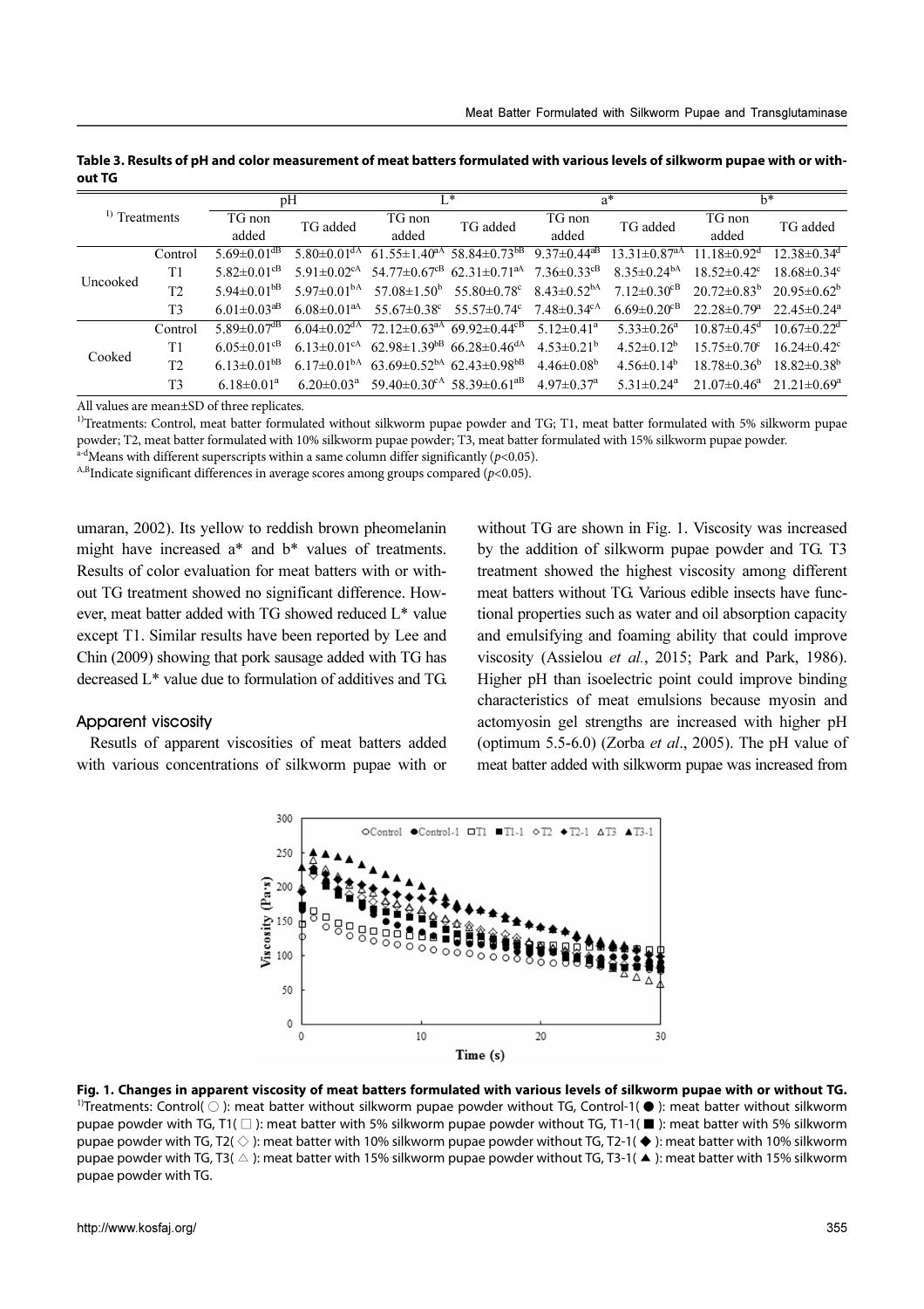**Table 3. Results of pH and color measurement of meat batters formulated with various levels of silkworm pupae with or without TG**

| [1)] Treatments | | pH | | L* | | a* | | b* | |
|---|---|---|---|---|---|---|---|---|---|
| | | TG non added | TG added | TG non added | TG added | TG non added | TG added | TG non added | TG added |
| Uncooked | Control | 5.69±0.01[dB] | 5.80±0.01[dA] | 61.55±1.40[aA] | 58.84±0.73[bB] | 9.37±0.44[aB] | 13.31±0.87[aA] | 11.18±0.92[d] | 12.38±0.34[d] |
| | T1 | 5.82±0.01[cB] | 5.91±0.02[cA] | 54.77±0.67[cB] | 62.31±0.71[aA] | 7.36±0.33[cB] | 8.35±0.24[bA] | 18.52±0.42[c] | 18.68±0.34[c] |
| | T2 | 5.94±0.01[bB] | 5.97±0.01[bA] | 57.08±1.50[b] | 55.80±0.78[c] | 8.43±0.52[bA] | 7.12±0.30[cB] | 20.72±0.83[b] | 20.95±0.62[b] |
| | T3 | 6.01±0.03[aB] | 6.08±0.01[aA] | 55.67±0.38[c] | 55.57±0.74[c] | 7.48±0.34[cA] | 6.69±0.20[cB] | 22.28±0.79[a] | 22.45±0.24[a] |
| Cooked | Control | 5.89±0.07[dB] | 6.04±0.02[dA] | 72.12±0.63[aA] | 69.92±0.44[cB] | 5.12±0.41[a] | 5.33±0.26[a] | 10.87±0.45[d] | 10.67±0.22[d] |
| | T1 | 6.05±0.01[cB] | 6.13±0.01[cA] | 62.98±1.39[bB] | 66.28±0.46[dA] | 4.53±0.21[b] | 4.52±0.12[b] | 15.75±0.70[c] | 16.24±0.42[c] |
| | T2 | 6.13±0.01[bB] | 6.17±0.01[bA] | 63.69±0.52[bA] | 62.43±0.98[bB] | 4.46±0.08[b] | 4.56±0.14[b] | 18.78±0.36[b] | 18.82±0.38[b] |
| | T3 | 6.18±0.01[a] | 6.20±0.03[a] | 59.40±0.30[cA] | 58.39±0.61[aB] | 4.97±0.37[a] | 5.31±0.24[a] | 21.07±0.46[a] | 21.21±0.69[a] |

All values are mean±SD of three replicates.

[1)]Treatments: Control, meat batter formulated without silkworm pupae powder and TG; T1, meat batter formulated with 5% silkworm pupae powder; T2, meat batter formulated with 10% silkworm pupae powder; T3, meat batter formulated with 15% silkworm pupae powder.

[a-d]Means with different superscripts within a same column differ significantly ($p<0.05$).

[A,B]Indicate significant differences in average scores among groups compared ($p<0.05$).

umaran, 2002). Its yellow to reddish brown pheomelanin might have increased a* and b* values of treatments. Results of color evaluation for meat batters with or without TG treatment showed no significant difference. However, meat batter added with TG showed reduced L* value except T1. Similar results have been reported by Lee and Chin (2009) showing that pork sausage added with TG has decreased L* value due to formulation of additives and TG.

### Apparent viscosity

Resutls of apparent viscosities of meat batters added with various concentrations of silkworm pupae with or without TG are shown in Fig. 1. Viscosity was increased by the addition of silkworm pupae powder and TG. T3 treatment showed the highest viscosity among different meat batters without TG. Various edible insects have functional properties such as water and oil absorption capacity and emulsifying and foaming ability that could improve viscosity (Assielou *et al.*, 2015; Park and Park, 1986). Higher pH than isoelectric point could improve binding characteristics of meat emulsions because myosin and actomyosin gel strengths are increased with higher pH (optimum 5.5-6.0) (Zorba *et al*., 2005). The pH value of meat batter added with silkworm pupae was increased from

**Fig. 1. Changes in apparent viscosity of meat batters formulated with various levels of silkworm pupae with or without TG.** [1)]Treatments: Control( ○ ): meat batter without silkworm pupae powder without TG, Control-1( ● ): meat batter without silkworm pupae powder with TG, T1( □ ): meat batter with 5% silkworm pupae powder without TG, T1-1( ■ ): meat batter with 5% silkworm pupae powder with TG, T2( ◇ ): meat batter with 10% silkworm pupae powder without TG, T2-1( ◆ ): meat batter with 10% silkworm pupae powder with TG, T3( △ ): meat batter with 15% silkworm pupae powder without TG, T3-1( ▲ ): meat batter with 15% silkworm pupae powder with TG.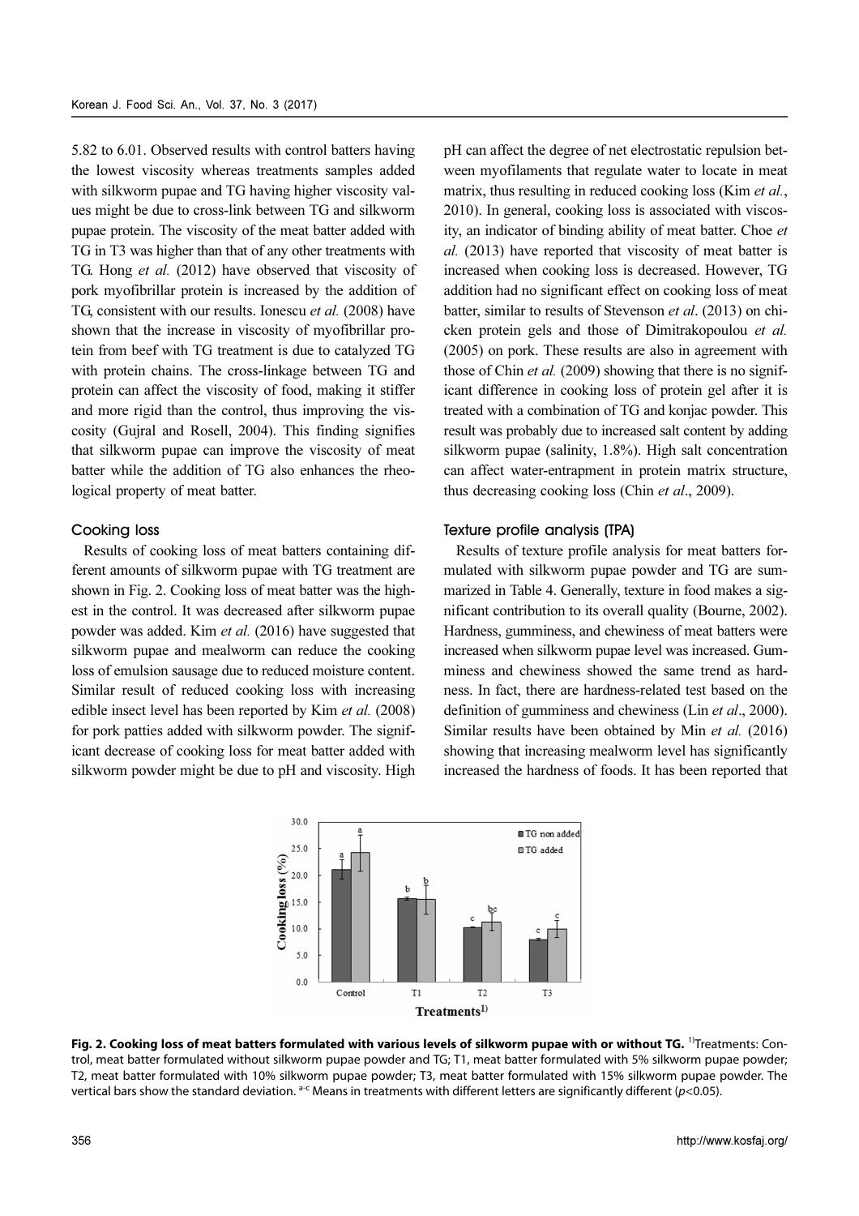5.82 to 6.01. Observed results with control batters having the lowest viscosity whereas treatments samples added with silkworm pupae and TG having higher viscosity values might be due to cross-link between TG and silkworm pupae protein. The viscosity of the meat batter added with TG in T3 was higher than that of any other treatments with TG. Hong *et al.* (2012) have observed that viscosity of pork myofibrillar protein is increased by the addition of TG, consistent with our results. Ionescu *et al.* (2008) have shown that the increase in viscosity of myofibrillar protein from beef with TG treatment is due to catalyzed TG with protein chains. The cross-linkage between TG and protein can affect the viscosity of food, making it stiffer and more rigid than the control, thus improving the viscosity (Gujral and Rosell, 2004). This finding signifies that silkworm pupae can improve the viscosity of meat batter while the addition of TG also enhances the rheological property of meat batter.

### Cooking loss

Results of cooking loss of meat batters containing different amounts of silkworm pupae with TG treatment are shown in Fig. 2. Cooking loss of meat batter was the highest in the control. It was decreased after silkworm pupae powder was added. Kim *et al.* (2016) have suggested that silkworm pupae and mealworm can reduce the cooking loss of emulsion sausage due to reduced moisture content. Similar result of reduced cooking loss with increasing edible insect level has been reported by Kim *et al.* (2008) for pork patties added with silkworm powder. The significant decrease of cooking loss for meat batter added with silkworm powder might be due to pH and viscosity. High pH can affect the degree of net electrostatic repulsion between myofilaments that regulate water to locate in meat matrix, thus resulting in reduced cooking loss (Kim *et al.*, 2010). In general, cooking loss is associated with viscosity, an indicator of binding ability of meat batter. Choe *et al.* (2013) have reported that viscosity of meat batter is increased when cooking loss is decreased. However, TG addition had no significant effect on cooking loss of meat batter, similar to results of Stevenson *et al*. (2013) on chicken protein gels and those of Dimitrakopoulou *et al.* (2005) on pork. These results are also in agreement with those of Chin *et al.* (2009) showing that there is no significant difference in cooking loss of protein gel after it is treated with a combination of TG and konjac powder. This result was probably due to increased salt content by adding silkworm pupae (salinity, 1.8%). High salt concentration can affect water-entrapment in protein matrix structure, thus decreasing cooking loss (Chin *et al*., 2009).

### Texture profile analysis (TPA)

Results of texture profile analysis for meat batters formulated with silkworm pupae powder and TG are summarized in Table 4. Generally, texture in food makes a significant contribution to its overall quality (Bourne, 2002). Hardness, gumminess, and chewiness of meat batters were increased when silkworm pupae level was increased. Gumminess and chewiness showed the same trend as hardness. In fact, there are hardness-related test based on the definition of gumminess and chewiness (Lin *et al*., 2000). Similar results have been obtained by Min *et al.* (2016) showing that increasing mealworm level has significantly increased the hardness of foods. It has been reported that

**Fig. 2. Cooking loss of meat batters formulated with various levels of silkworm pupae with or without TG.** [1)]Treatments: Control, meat batter formulated without silkworm pupae powder and TG; T1, meat batter formulated with 5% silkworm pupae powder; T2, meat batter formulated with 10% silkworm pupae powder; T3, meat batter formulated with 15% silkworm pupae powder. The vertical bars show the standard deviation. [a-c] Means in treatments with different letters are significantly different ($p<0.05$).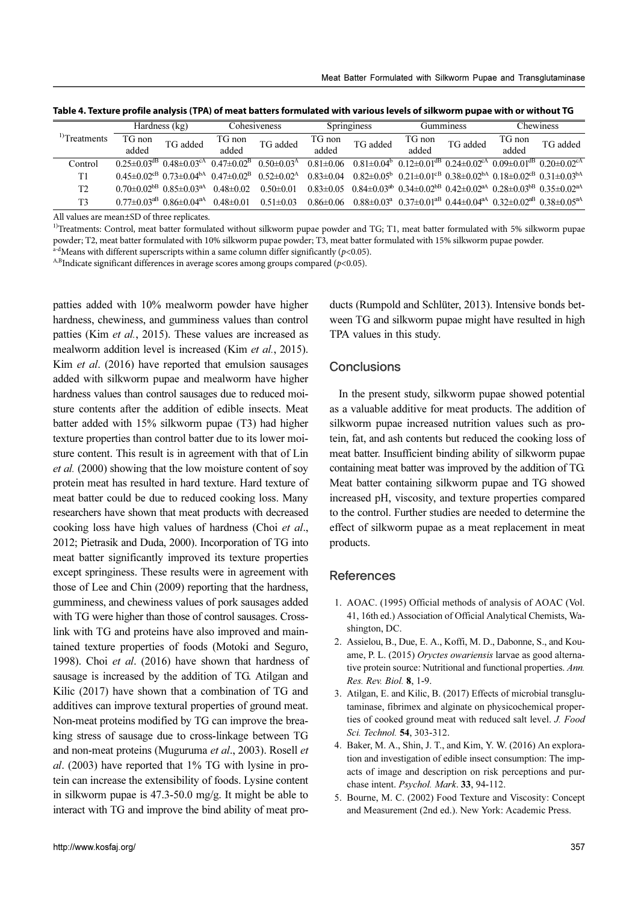**Table 4. Texture profile analysis (TPA) of meat batters formulated with various levels of silkworm pupae with or without TG**

| Treatments[1)] | Hardness (kg) | | Cohesiveness | | Springiness | | Gumminess | | Chewiness | |
|---|---|---|---|---|---|---|---|---|---|---|
| | TG non added | TG added | TG non added | TG added | TG non added | TG added | TG non added | TG added | TG non added | TG added |
| Control | 0.25±0.03$^{dB}$ | 0.48±0.03$^{cA}$ | 0.47±0.02$^{B}$ | 0.50±0.03$^{A}$ | 0.81±0.06 | 0.81±0.04$^{b}$ | 0.12±0.01$^{dB}$ | 0.24±0.02$^{cA}$ | 0.09±0.01$^{dB}$ | 0.20±0.02$^{cA}$ |
| T1 | 0.45±0.02$^{cB}$ | 0.73±0.04$^{bA}$ | 0.47±0.02$^{B}$ | 0.52±0.02$^{A}$ | 0.83±0.04 | 0.82±0.05$^{b}$ | 0.21±0.01$^{cB}$ | 0.38±0.02$^{bA}$ | 0.18±0.02$^{cB}$ | 0.31±0.03$^{bA}$ |
| T2 | 0.70±0.02$^{bB}$ | 0.85±0.03$^{aA}$ | 0.48±0.02 | 0.50±0.01 | 0.83±0.05 | 0.84±0.03$^{ab}$ | 0.34±0.02$^{bB}$ | 0.42±0.02$^{aA}$ | 0.28±0.03$^{bB}$ | 0.35±0.02$^{aA}$ |
| T3 | 0.77±0.03$^{aB}$ | 0.86±0.04$^{aA}$ | 0.48±0.01 | 0.51±0.03 | 0.86±0.06 | 0.88±0.03$^{a}$ | 0.37±0.01$^{aB}$ | 0.44±0.04$^{aA}$ | 0.32±0.02$^{aB}$ | 0.38±0.05$^{aA}$ |

All values are mean±SD of three replicates.

[1)]Treatments: Control, meat batter formulated without silkworm pupae powder and TG; T1, meat batter formulated with 5% silkworm pupae powder; T2, meat batter formulated with 10% silkworm pupae powder; T3, meat batter formulated with 15% silkworm pupae powder.

[a-d]Means with different superscripts within a same column differ significantly ($p<0.05$).

[A,B]Indicate significant differences in average scores among groups compared ($p<0.05$).

patties added with 10% mealworm powder have higher hardness, chewiness, and gumminess values than control patties (Kim *et al.*, 2015). These values are increased as mealworm addition level is increased (Kim *et al.*, 2015). Kim *et al*. (2016) have reported that emulsion sausages added with silkworm pupae and mealworm have higher hardness values than control sausages due to reduced moisture contents after the addition of edible insects. Meat batter added with 15% silkworm pupae (T3) had higher texture properties than control batter due to its lower moisture content. This result is in agreement with that of Lin *et al.* (2000) showing that the low moisture content of soy protein meat has resulted in hard texture. Hard texture of meat batter could be due to reduced cooking loss. Many researchers have shown that meat products with decreased cooking loss have high values of hardness (Choi *et al*., 2012; Pietrasik and Duda, 2000). Incorporation of TG into meat batter significantly improved its texture properties except springiness. These results were in agreement with those of Lee and Chin (2009) reporting that the hardness, gumminess, and chewiness values of pork sausages added with TG were higher than those of control sausages. Crosslink with TG and proteins have also improved and maintained texture properties of foods (Motoki and Seguro, 1998). Choi *et al*. (2016) have shown that hardness of sausage is increased by the addition of TG. Atilgan and Kilic (2017) have shown that a combination of TG and additives can improve textural properties of ground meat. Non-meat proteins modified by TG can improve the breaking stress of sausage due to cross-linkage between TG and non-meat proteins (Muguruma *et al*., 2003). Rosell *et al*. (2003) have reported that 1% TG with lysine in protein can increase the extensibility of foods. Lysine content in silkworm pupae is 47.3-50.0 mg/g. It might be able to interact with TG and improve the bind ability of meat products (Rumpold and Schlüter, 2013). Intensive bonds between TG and silkworm pupae might have resulted in high TPA values in this study.

## Conclusions

In the present study, silkworm pupae showed potential as a valuable additive for meat products. The addition of silkworm pupae increased nutrition values such as protein, fat, and ash contents but reduced the cooking loss of meat batter. Insufficient binding ability of silkworm pupae containing meat batter was improved by the addition of TG. Meat batter containing silkworm pupae and TG showed increased pH, viscosity, and texture properties compared to the control. Further studies are needed to determine the effect of silkworm pupae as a meat replacement in meat products.

## References

1. AOAC. (1995) Official methods of analysis of AOAC (Vol. 41, 16th ed.) Association of Official Analytical Chemists, Washington, DC.
2. Assielou, B., Due, E. A., Koffi, M. D., Dabonne, S., and Kouame, P. L. (2015) *Oryctes owariensis* larvae as good alternative protein source: Nutritional and functional properties. *Ann. Res. Rev. Biol.* **8**, 1-9.
3. Atilgan, E. and Kilic, B. (2017) Effects of microbial transglutaminase, fibrimex and alginate on physicochemical properties of cooked ground meat with reduced salt level. *J. Food Sci. Technol.* **54**, 303-312.
4. Baker, M. A., Shin, J. T., and Kim, Y. W. (2016) An exploration and investigation of edible insect consumption: The impacts of image and description on risk perceptions and purchase intent. *Psychol. Mark*. **33**, 94-112.
5. Bourne, M. C. (2002) Food Texture and Viscosity: Concept and Measurement (2nd ed.). New York: Academic Press.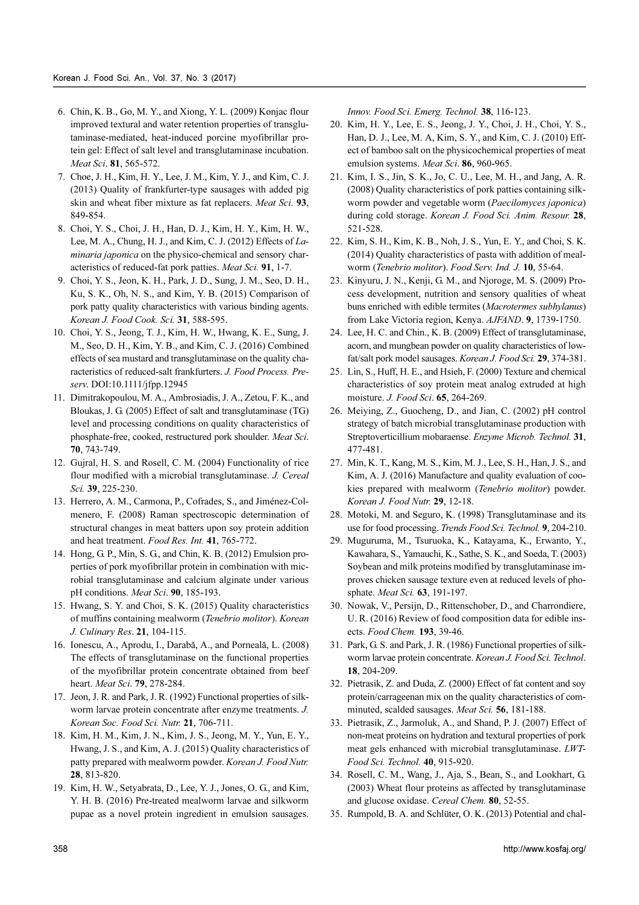6. Chin, K. B., Go, M. Y., and Xiong, Y. L. (2009) Konjac flour improved textural and water retention properties of transglutaminase-mediated, heat-induced porcine myofibrillar protein gel: Effect of salt level and transglutaminase incubation. *Meat Sci*. **81**, 565-572.
7. Choe, J. H., Kim, H. Y., Lee, J. M., Kim, Y. J., and Kim, C. J. (2013) Quality of frankfurter-type sausages with added pig skin and wheat fiber mixture as fat replacers. *Meat Sci*. **93**, 849-854.
8. Choi, Y. S., Choi, J. H., Han, D. J., Kim, H. Y., Kim, H. W., Lee, M. A., Chung, H. J., and Kim, C. J. (2012) Effects of *Laminaria japonica* on the physico-chemical and sensory characteristics of reduced-fat pork patties. *Meat Sci.* **91**, 1-7.
9. Choi, Y. S., Jeon, K. H., Park, J. D., Sung, J. M., Seo, D. H., Ku, S. K., Oh, N. S., and Kim, Y. B. (2015) Comparison of pork patty quality characteristics with various binding agents. *Korean J. Food Cook. Sci.* **31**, 588-595.
10. Choi, Y. S., Jeong, T. J., Kim, H. W., Hwang, K. E., Sung, J. M., Seo, D. H., Kim, Y. B., and Kim, C. J. (2016) Combined effects of sea mustard and transglutaminase on the quality characteristics of reduced-salt frankfurters. *J. Food Process. Preserv*. DOI:10.1111/jfpp.12945
11. Dimitrakopoulou, M. A., Ambrosiadis, J. A., Zetou, F. K., and Bloukas, J. G. (2005) Effect of salt and transglutaminase (TG) level and processing conditions on quality characteristics of phosphate-free, cooked, restructured pork shoulder. *Meat Sci*. **70**, 743-749.
12. Gujral, H. S. and Rosell, C. M. (2004) Functionality of rice flour modified with a microbial transglutaminase. *J. Cereal Sci.* **39**, 225-230.
13. Herrero, A. M., Carmona, P., Cofrades, S., and Jiménez-Colmenero, F. (2008) Raman spectroscopic determination of structural changes in meat batters upon soy protein addition and heat treatment. *Food Res. Int.* **41**, 765-772.
14. Hong, G. P., Min, S. G., and Chin, K. B. (2012) Emulsion properties of pork myofibrillar protein in combination with microbial transglutaminase and calcium alginate under various pH conditions. *Meat Sci*. **90**, 185-193.
15. Hwang, S. Y. and Choi, S. K. (2015) Quality characteristics of muffins containing mealworm (*Tenebrio molitor*). *Korean J. Culinary Res*. **21**, 104-115.
16. Ionescu, A., Aprodu, I., Darabă, A., and Porneală, L. (2008) The effects of transglutaminase on the functional properties of the myofibrillar protein concentrate obtained from beef heart. *Meat Sci*. **79**, 278-284.
17. Jeon, J. R. and Park, J. R. (1992) Functional properties of silkworm larvae protein concentrate after enzyme treatments. *J. Korean Soc. Food Sci. Nutr.* **21**, 706-711.
18. Kim, H. M., Kim, J. N., Kim, J. S., Jeong, M. Y., Yun, E. Y., Hwang, J. S., and Kim, A. J. (2015) Quality characteristics of patty prepared with mealworm powder. *Korean J. Food Nutr.* **28**, 813-820.
19. Kim, H. W., Setyabrata, D., Lee, Y. J., Jones, O. G., and Kim, Y. H. B. (2016) Pre-treated mealworm larvae and silkworm pupae as a novel protein ingredient in emulsion sausages. *Innov. Food Sci. Emerg. Technol.* **38**, 116-123.
20. Kim, H. Y., Lee, E. S., Jeong, J. Y., Choi, J. H., Choi, Y. S., Han, D. J., Lee, M. A, Kim, S. Y., and Kim, C. J. (2010) Effect of bamboo salt on the physicochemical properties of meat emulsion systems. *Meat Sci*. **86**, 960-965.
21. Kim, I. S., Jin, S. K., Jo, C. U., Lee, M. H., and Jang, A. R. (2008) Quality characteristics of pork patties containing silkworm powder and vegetable worm (*Paecilomyces japonica*) during cold storage. *Korean J. Food Sci. Anim. Resour.* **28**, 521-528.
22. Kim, S. H., Kim, K. B., Noh, J. S., Yun, E. Y., and Choi, S. K. (2014) Quality characteristics of pasta with addition of mealworm (*Tenebrio molitor*). *Food Serv. Ind. J.* **10**, 55-64.
23. Kinyuru, J. N., Kenji, G. M., and Njoroge, M. S. (2009) Process development, nutrition and sensory qualities of wheat buns enriched with edible termites (*Macrotermes subhylanus*) from Lake Victoria region, Kenya. *AJFAND*. **9**, 1739-1750.
24. Lee, H. C. and Chin., K. B. (2009) Effect of transglutaminase, acorn, and mungbean powder on quality characteristics of low-fat/salt pork model sausages. *Korean J. Food Sci.* **29**, 374-381.
25. Lin, S., Huff, H. E., and Hsieh, F. (2000) Texture and chemical characteristics of soy protein meat analog extruded at high moisture. *J. Food Sci*. **65**, 264-269.
26. Meiying, Z., Guocheng, D., and Jian, C. (2002) pH control strategy of batch microbial transglutaminase production with Streptoverticillium mobaraense. *Enzyme Microb. Technol.* **31**, 477-481.
27. Min, K. T., Kang, M. S., Kim, M. J., Lee, S. H., Han, J. S., and Kim, A. J. (2016) Manufacture and quality evaluation of cookies prepared with mealworm (*Tenebrio molitor*) powder. *Korean J. Food Nutr.* **29**, 12-18.
28. Motoki, M. and Seguro, K. (1998) Transglutaminase and its use for food processing. *Trends Food Sci. Technol.* **9**, 204-210.
29. Muguruma, M., Tsuruoka, K., Katayama, K., Erwanto, Y., Kawahara, S., Yamauchi, K., Sathe, S. K., and Soeda, T. (2003) Soybean and milk proteins modified by transglutaminase improves chicken sausage texture even at reduced levels of phosphate. *Meat Sci.* **63**, 191-197.
30. Nowak, V., Persijn, D., Rittenschober, D., and Charrondiere, U. R. (2016) Review of food composition data for edible insects. *Food Chem.* **193**, 39-46.
31. Park, G. S. and Park, J. R. (1986) Functional properties of silkworm larvae protein concentrate. *Korean J. Food Sci. Technol*. **18**, 204-209.
32. Pietrasik, Z. and Duda, Z. (2000) Effect of fat content and soy protein/carrageenan mix on the quality characteristics of comminuted, scalded sausages. *Meat Sci.* **56**, 181-188.
33. Pietrasik, Z., Jarmoluk, A., and Shand, P. J. (2007) Effect of non-meat proteins on hydration and textural properties of pork meat gels enhanced with microbial transglutaminase. *LWT-Food Sci. Technol.* **40**, 915-920.
34. Rosell, C. M., Wang, J., Aja, S., Bean, S., and Lookhart, G. (2003) Wheat flour proteins as affected by transglutaminase and glucose oxidase. *Cereal Chem.* **80**, 52-55.
35. Rumpold, B. A. and Schlüter, O. K. (2013) Potential and chal-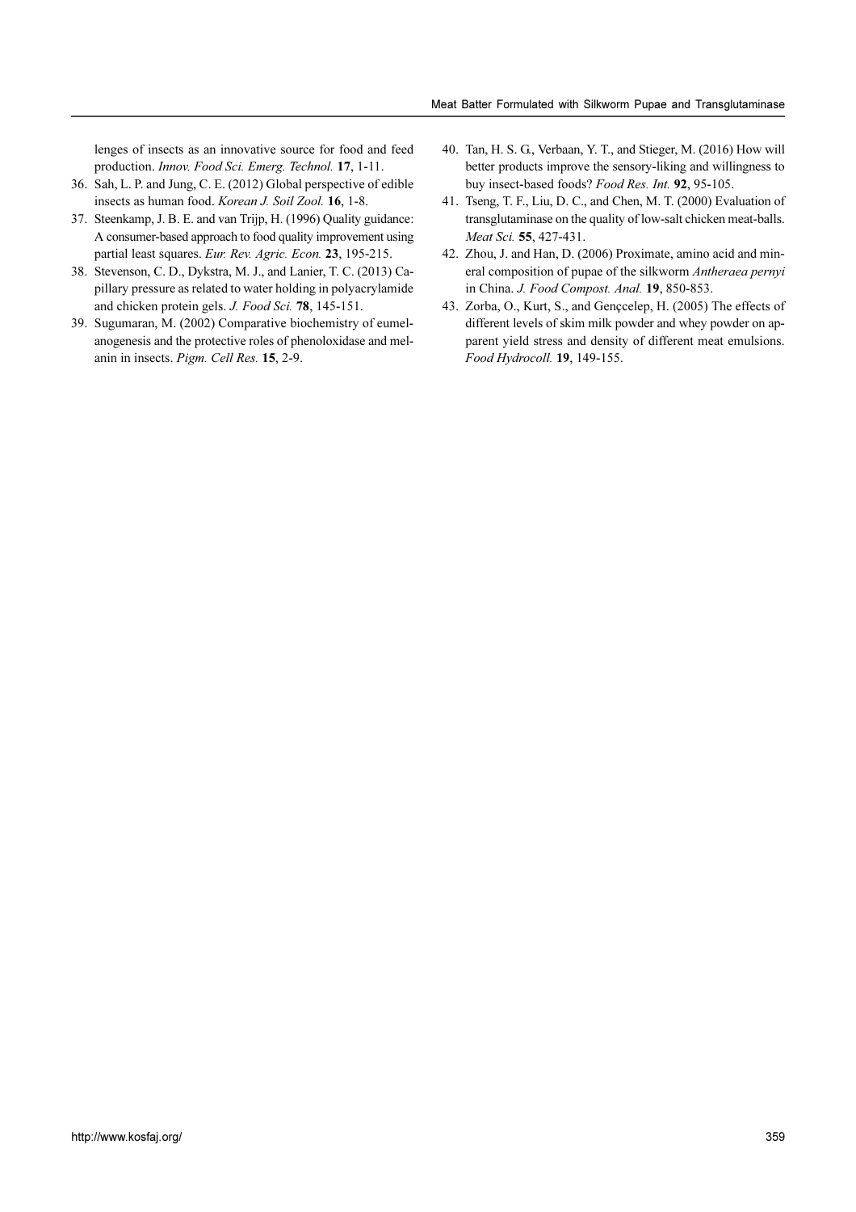lenges of insects as an innovative source for food and feed production. *Innov. Food Sci. Emerg. Technol.* **17**, 1-11.

36. Sah, L. P. and Jung, C. E. (2012) Global perspective of edible insects as human food. *Korean J. Soil Zool.* **16**, 1-8.
37. Steenkamp, J. B. E. and van Trijp, H. (1996) Quality guidance: A consumer-based approach to food quality improvement using partial least squares. *Eur. Rev. Agric. Econ.* **23**, 195-215.
38. Stevenson, C. D., Dykstra, M. J., and Lanier, T. C. (2013) Capillary pressure as related to water holding in polyacrylamide and chicken protein gels. *J. Food Sci.* **78**, 145-151.
39. Sugumaran, M. (2002) Comparative biochemistry of eumelanogenesis and the protective roles of phenoloxidase and melanin in insects. *Pigm. Cell Res.* **15**, 2-9.
40. Tan, H. S. G., Verbaan, Y. T., and Stieger, M. (2016) How will better products improve the sensory-liking and willingness to buy insect-based foods? *Food Res. Int.* **92**, 95-105.
41. Tseng, T. F., Liu, D. C., and Chen, M. T. (2000) Evaluation of transglutaminase on the quality of low-salt chicken meat-balls. *Meat Sci.* **55**, 427-431.
42. Zhou, J. and Han, D. (2006) Proximate, amino acid and mineral composition of pupae of the silkworm *Antheraea pernyi* in China. *J. Food Compost. Anal.* **19**, 850-853.
43. Zorba, O., Kurt, S., and Gençcelep, H. (2005) The effects of different levels of skim milk powder and whey powder on apparent yield stress and density of different meat emulsions. *Food Hydrocoll.* **19**, 149-155.